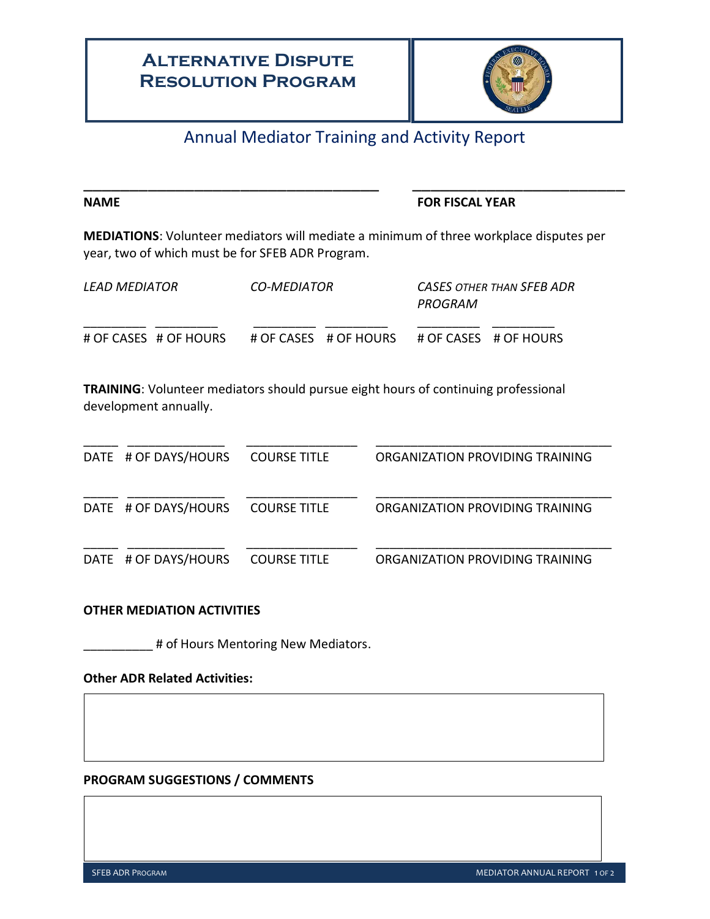# Alternative Dispute Resolution Program

## Annual Mediator Training and Activity Report

| __________________________________________ | ______________________________ |
|---|---|
| **NAME** | **FOR FISCAL YEAR** |

**MEDIATIONS**: Volunteer mediators will mediate a minimum of three workplace disputes per year, two of which must be for SFEB ADR Program.

| *LEAD MEDIATOR* | | *CO-MEDIATOR* | | *CASES OTHER THAN SFEB ADR PROGRAM* | |
|---|---|---|---|---|---|
| _________ | _________ | _________ | _________ | _________ | _________ |
| # OF CASES | # OF HOURS | # OF CASES | # OF HOURS | # OF CASES | # OF HOURS |

**TRAINING**: Volunteer mediators should pursue eight hours of continuing professional development annually.

| _____ | ______________ | ________________ | __________________________________ |
|---|---|---|---|
| DATE | # OF DAYS/HOURS | COURSE TITLE | ORGANIZATION PROVIDING TRAINING |
| _____ | ______________ | ________________ | __________________________________ |
| DATE | # OF DAYS/HOURS | COURSE TITLE | ORGANIZATION PROVIDING TRAINING |
| _____ | ______________ | ________________ | __________________________________ |
| DATE | # OF DAYS/HOURS | COURSE TITLE | ORGANIZATION PROVIDING TRAINING |

**OTHER MEDIATION ACTIVITIES**

__________ # of Hours Mentoring New Mediators.

**Other ADR Related Activities:**

**PROGRAM SUGGESTIONS / COMMENTS**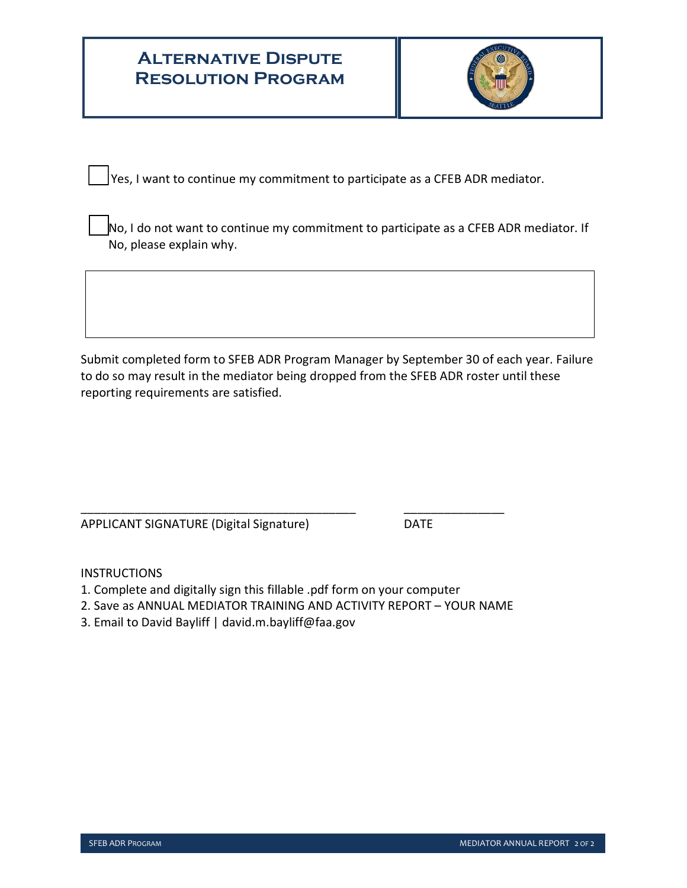# Alternative Dispute Resolution Program

☐ Yes, I want to continue my commitment to participate as a CFEB ADR mediator.

☐ No, I do not want to continue my commitment to participate as a CFEB ADR mediator. If No, please explain why.

| |
|---|
| |

Submit completed form to SFEB ADR Program Manager by September 30 of each year. Failure to do so may result in the mediator being dropped from the SFEB ADR roster until these reporting requirements are satisfied.

\_\_\_\_\_\_\_\_\_\_\_\_\_\_\_\_\_\_\_\_\_\_\_\_\_\_\_\_\_\_\_\_\_\_\_\_\_\_\_\_\_\_ &nbsp;&nbsp;&nbsp;&nbsp; \_\_\_\_\_\_\_\_\_\_\_\_\_\_\_

APPLICANT SIGNATURE (Digital Signature) &nbsp;&nbsp;&nbsp;&nbsp; DATE

INSTRUCTIONS

1. Complete and digitally sign this fillable .pdf form on your computer
2. Save as ANNUAL MEDIATOR TRAINING AND ACTIVITY REPORT – YOUR NAME
3. Email to David Bayliff | david.m.bayliff@faa.gov